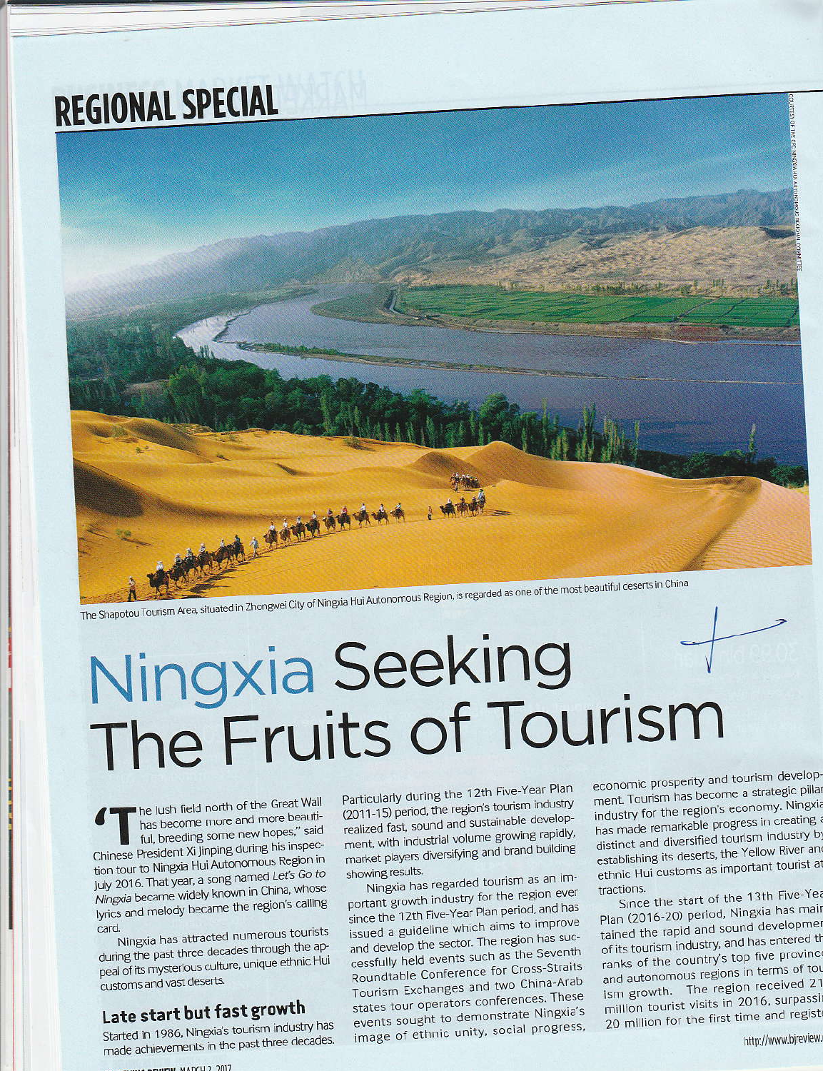REGIONAL SPECIAL

The Shapotou Tourism Area, situated in Zhongwei City of Ningxia Hui Autonomous Region, is regarded as one of the most beautiful deserts in China

# Ningxia Seeking The Fruits of Tourism

'The lush field north of the Great Wall has become more and more beautiful, breeding some new hopes," said Chinese President Xi Jinping during his inspection tour to Ningxia Hui Autonomous Region in July 2016. That year, a song named *Let's Go to Ningxia* became widely known in China, whose lyrics and melody became the region's calling card.

Ningxia has attracted numerous tourists during the past three decades through the appeal of its mysterious culture, unique ethnic Hui customs and vast deserts.

## Late start but fast growth

Started in 1986, Ningxia's tourism industry has made achievements in the past three decades. Particularly during the 12th Five-Year Plan (2011-15) period, the region's tourism industry realized fast, sound and sustainable development, with industrial volume growing rapidly, market players diversifying and brand building showing results.

Ningxia has regarded tourism as an important growth industry for the region ever since the 12th Five-Year Plan period, and has issued a guideline which aims to improve and develop the sector. The region has successfully held events such as the Seventh Roundtable Conference for Cross-Straits Tourism Exchanges and two China-Arab states tour operators conferences. These events sought to demonstrate Ningxia's image of ethnic unity, social progress, economic prosperity and tourism development. Tourism has become a strategic pillar industry for the region's economy. Ningxia has made remarkable progress in creating a distinct and diversified tourism industry by establishing its deserts, the Yellow River and ethnic Hui customs as important tourist attractions.

Since the start of the 13th Five-Year Plan (2016-20) period, Ningxia has maintained the rapid and sound development of its tourism industry, and has entered the ranks of the country's top five provinces and autonomous regions in terms of tourism growth. The region received 21 million tourist visits in 2016, surpassing 20 million for the first time and regist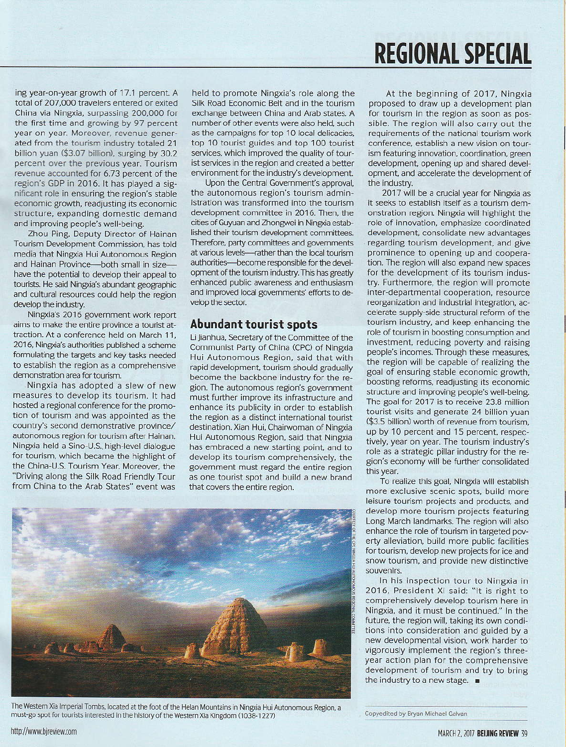ing year-on-year growth of 17.1 percent. A total of 207,000 travelers entered or exited China via Ningxia, surpassing 200,000 for the first time and growing by 97 percent year on year. Moreover, revenue generated from the tourism industry totaled 21 billion yuan ($3.07 billion), surging by 30.2 percent over the previous year. Tourism revenue accounted for 6.73 percent of the region's GDP in 2016. It has played a significant role in ensuring the region's stable economic growth, readjusting its economic structure, expanding domestic demand and improving people's well-being.

Zhou Ping, Deputy Director of Hainan Tourism Development Commission, has told media that Ningxia Hui Autonomous Region and Hainan Province—both small in size—have the potential to develop their appeal to tourists. He said Ningxia's abundant geographic and cultural resources could help the region develop the industry.

Ningxia's 2016 government work report aims to make the entire province a tourist attraction. At a conference held on March 11, 2016, Ningxia's authorities published a scheme formulating the targets and key tasks needed to establish the region as a comprehensive demonstration area for tourism.

Ningxia has adopted a slew of new measures to develop its tourism. It had hosted a regional conference for the promotion of tourism and was appointed as the country's second demonstrative province/autonomous region for tourism after Hainan. Ningxia held a Sino-U.S. high-level dialogue for tourism, which became the highlight of the China-U.S. Tourism Year. Moreover, the "Driving along the Silk Road Friendly Tour from China to the Arab States" event was held to promote Ningxia's role along the Silk Road Economic Belt and in the tourism exchange between China and Arab states. A number of other events were also held, such as the campaigns for top 10 local delicacies, top 10 tourist guides and top 100 tourist services, which improved the quality of tourist services in the region and created a better environment for the industry's development.

Upon the Central Government's approval, the autonomous region's tourism administration was transformed into the tourism development committee in 2016. Then, the cities of Guyuan and Zhongwei in Ningxia established their tourism development committees. Therefore, party committees and governments at various levels—rather than the local tourism authorities—become responsible for the development of the tourism industry. This has greatly enhanced public awareness and enthusiasm and improved local governments' efforts to develop the sector.

## Abundant tourist spots

Li Jianhua, Secretary of the Committee of the Communist Party of China (CPC) of Ningxia Hui Autonomous Region, said that with rapid development, tourism should gradually become the backbone industry for the region. The autonomous region's government must further improve its infrastructure and enhance its publicity in order to establish the region as a distinct international tourist destination. Xian Hui, Chairwoman of Ningxia Hui Autonomous Region, said that Ningxia has embraced a new starting point, and to develop its tourism comprehensively, the government must regard the entire region as one tourist spot and build a new brand that covers the entire region.

The Western Xia Imperial Tombs, located at the foot of the Helan Mountains in Ningxia Hui Autonomous Region, a must-go spot for tourists interested in the history of the Western Xia Kingdom (1038-1227)

At the beginning of 2017, Ningxia proposed to draw up a development plan for tourism in the region as soon as possible. The region will also carry out the requirements of the national tourism work conference, establish a new vision on tourism featuring innovation, coordination, green development, opening up and shared development, and accelerate the development of the industry.

2017 will be a crucial year for Ningxia as it seeks to establish itself as a tourism demonstration region. Ningxia will highlight the role of innovation, emphasize coordinated development, consolidate new advantages regarding tourism development, and give prominence to opening up and cooperation. The region will also expand new spaces for the development of its tourism industry. Furthermore, the region will promote inter-departmental cooperation, resource reorganization and industrial integration, accelerate supply-side structural reform of the tourism industry, and keep enhancing the role of tourism in boosting consumption and investment, reducing poverty and raising people's incomes. Through these measures, the region will be capable of realizing the goal of ensuring stable economic growth, boosting reforms, readjusting its economic structure and improving people's well-being. The goal for 2017 is to receive 23.8 million tourist visits and generate 24 billion yuan ($3.5 billion) worth of revenue from tourism, up by 10 percent and 15 percent, respectively, year on year. The tourism industry's role as a strategic pillar industry for the region's economy will be further consolidated this year.

To realize this goal, Ningxia will establish more exclusive scenic spots, build more leisure tourism projects and products, and develop more tourism projects featuring Long March landmarks. The region will also enhance the role of tourism in targeted poverty alleviation, build more public facilities for tourism, develop new projects for ice and snow tourism, and provide new distinctive souvenirs.

In his inspection tour to Ningxia in 2016, President Xi said: "It is right to comprehensively develop tourism here in Ningxia, and it must be continued." In the future, the region will, taking its own conditions into consideration and guided by a new developmental vision, work harder to vigorously implement the region's three-year action plan for the comprehensive development of tourism and try to bring the industry to a new stage. ■

Copyedited by Bryan Michael Galvan